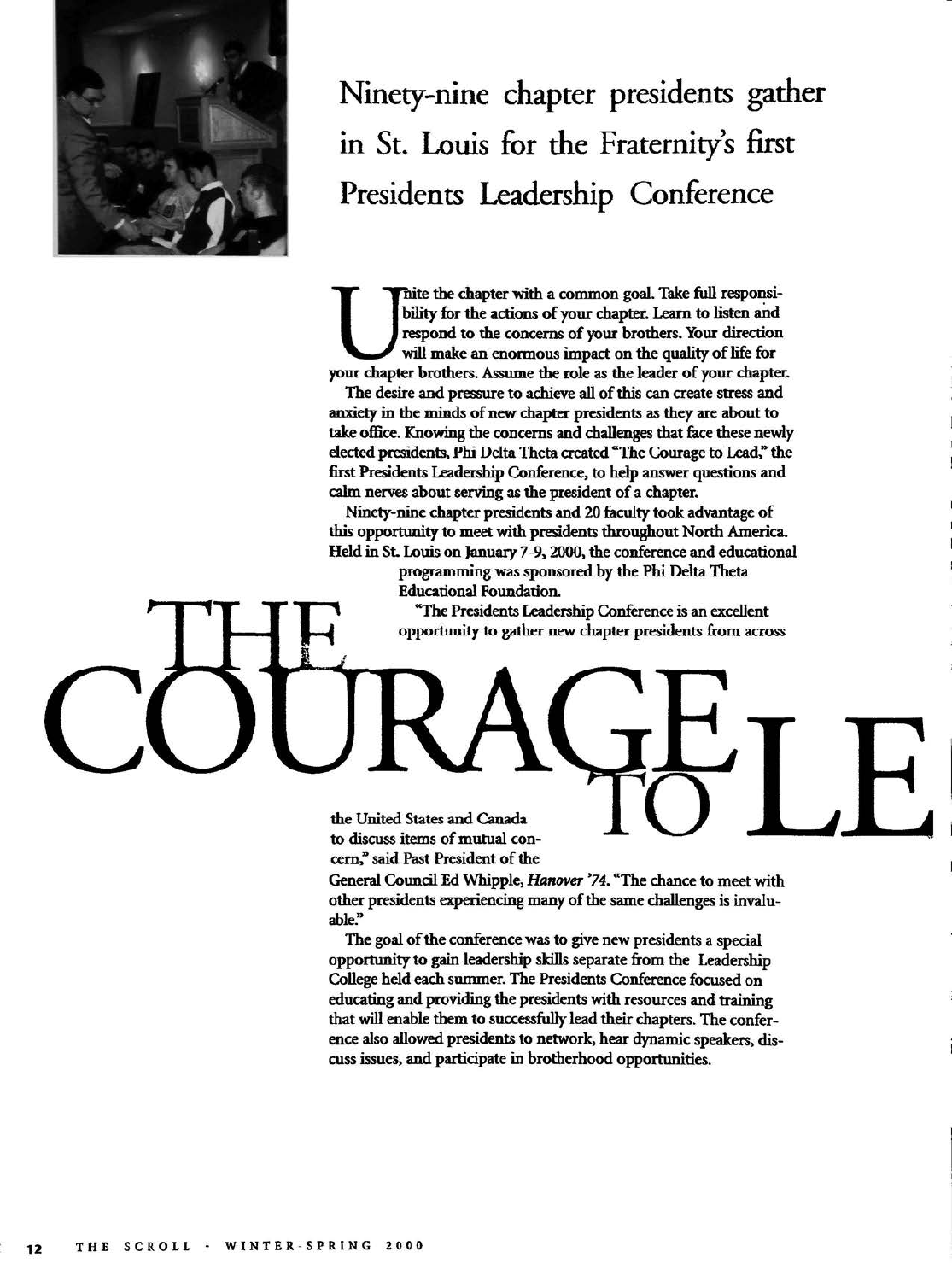# Ninety-nine chapter presidents gather in St. Louis for the Fraternity's first Presidents Leadership Conference

# THE COURAGE TO LE

Unite the chapter with a common goal. Take full responsibility for the actions of your chapter. Learn to listen and respond to the concerns of your brothers. Your direction will make an enormous impact on the quality of life for your chapter brothers. Assume the role as the leader of your chapter.

The desire and pressure to achieve all of this can create stress and anxiety in the minds of new chapter presidents as they are about to take office. Knowing the concerns and challenges that face these newly elected presidents, Phi Delta Theta created "The Courage to Lead," the first Presidents Leadership Conference, to help answer questions and calm nerves about serving as the president of a chapter.

Ninety-nine chapter presidents and 20 faculty took advantage of this opportunity to meet with presidents throughout North America. Held in St. Louis on January 7-9, 2000, the conference and educational programming was sponsored by the Phi Delta Theta Educational Foundation.

"The Presidents Leadership Conference is an excellent opportunity to gather new chapter presidents from across the United States and Canada to discuss items of mutual concern," said Past President of the General Council Ed Whipple, *Hanover '74*. "The chance to meet with other presidents experiencing many of the same challenges is invaluable."

The goal of the conference was to give new presidents a special opportunity to gain leadership skills separate from the Leadership College held each summer. The Presidents Conference focused on educating and providing the presidents with resources and training that will enable them to successfully lead their chapters. The conference also allowed presidents to network, hear dynamic speakers, discuss issues, and participate in brotherhood opportunities.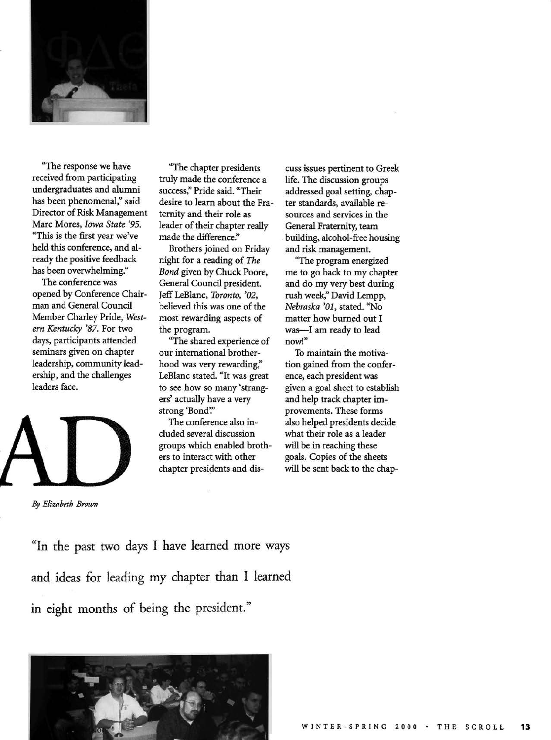"The response we have received from participating undergraduates and alumni has been phenomenal," said Director of Risk Management Marc Mores, *Iowa State '95*. "This is the first year we've held this conference, and already the positive feedback has been overwhelming."

The conference was opened by Conference Chairman and General Council Member Charley Pride, *Western Kentucky '87*. For two days, participants attended seminars given on chapter leadership, community leadership, and the challenges leaders face.

"The chapter presidents truly made the conference a success," Pride said. "Their desire to learn about the Fraternity and their role as leader of their chapter really made the difference."

Brothers joined on Friday night for a reading of *The Bond* given by Chuck Poore, General Council president. Jeff LeBlanc, *Toronto, '02*, believed this was one of the most rewarding aspects of the program.

"The shared experience of our international brotherhood was very rewarding," LeBlanc stated. "It was great to see how so many 'strangers' actually have a very strong 'Bond.'"

The conference also included several discussion groups which enabled brothers to interact with other chapter presidents and discuss issues pertinent to Greek life. The discussion groups addressed goal setting, chapter standards, available resources and services in the General Fraternity, team building, alcohol-free housing and risk management.

"The program energized me to go back to my chapter and do my very best during rush week," David Lempp, *Nebraska '01*, stated. "No matter how burned out I was—I am ready to lead now!"

To maintain the motivation gained from the conference, each president was given a goal sheet to establish and help track chapter improvements. These forms also helped presidents decide what their role as a leader will be in reaching these goals. Copies of the sheets will be sent back to the chap-

AD

*By Elizabeth Brown*

"In the past two days I have learned more ways and ideas for leading my chapter than I learned in eight months of being the president."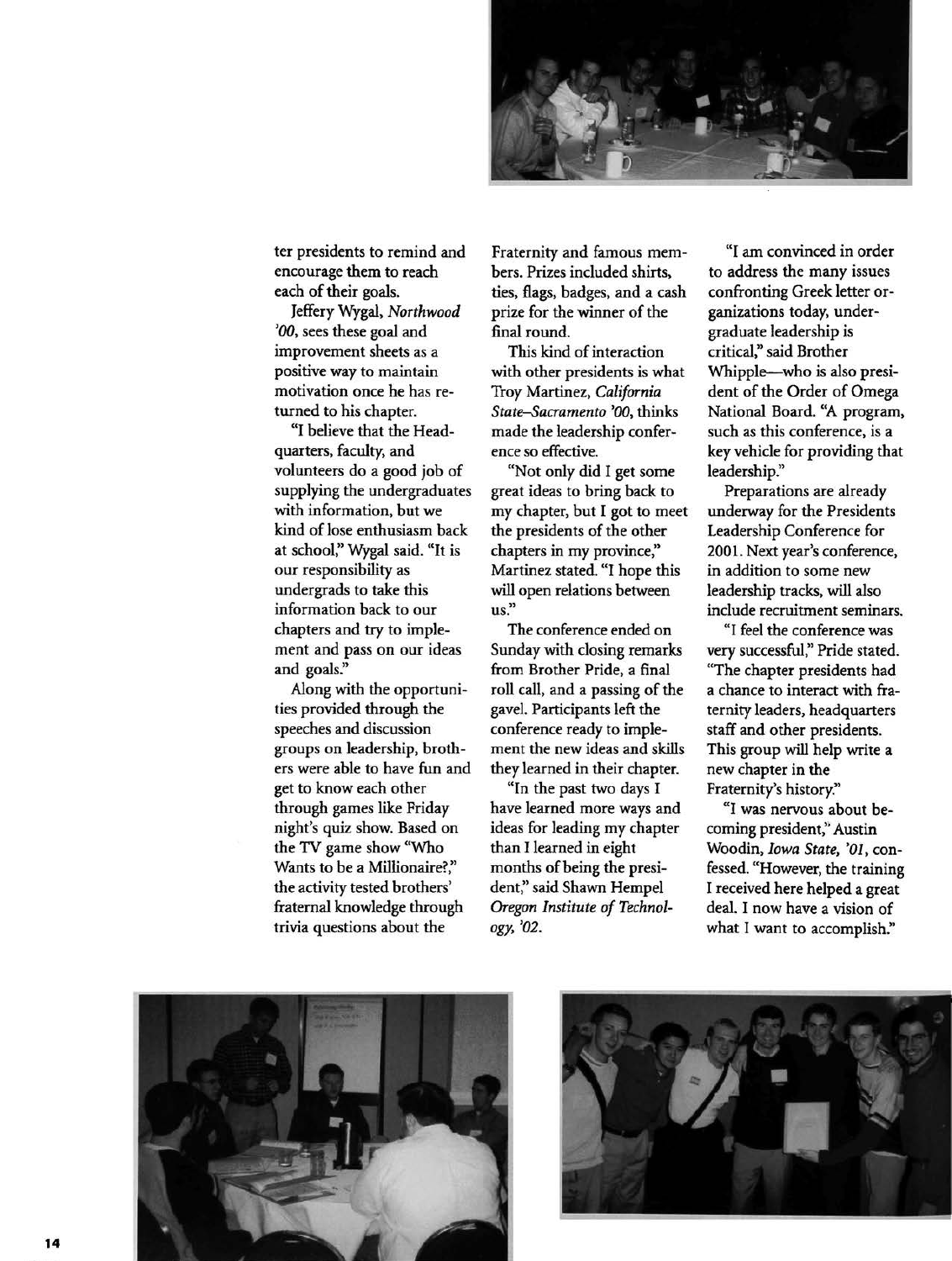ter presidents to remind and encourage them to reach each of their goals.

Jeffery Wygal, *Northwood '00*, sees these goal and improvement sheets as a positive way to maintain motivation once he has returned to his chapter.

"I believe that the Headquarters, faculty, and volunteers do a good job of supplying the undergraduates with information, but we kind of lose enthusiasm back at school," Wygal said. "It is our responsibility as undergrads to take this information back to our chapters and try to implement and pass on our ideas and goals."

Along with the opportunities provided through the speeches and discussion groups on leadership, brothers were able to have fun and get to know each other through games like Friday night's quiz show. Based on the TV game show "Who Wants to be a Millionaire?," the activity tested brothers' fraternal knowledge through trivia questions about the Fraternity and famous members. Prizes included shirts, ties, flags, badges, and a cash prize for the winner of the final round.

This kind of interaction with other presidents is what Troy Martinez, *California State–Sacramento '00*, thinks made the leadership conference so effective.

"Not only did I get some great ideas to bring back to my chapter, but I got to meet the presidents of the other chapters in my province," Martinez stated. "I hope this will open relations between us."

The conference ended on Sunday with closing remarks from Brother Pride, a final roll call, and a passing of the gavel. Participants left the conference ready to implement the new ideas and skills they learned in their chapter.

"In the past two days I have learned more ways and ideas for leading my chapter than I learned in eight months of being the president," said Shawn Hempel *Oregon Institute of Technology, '02*.

"I am convinced in order to address the many issues confronting Greek letter organizations today, undergraduate leadership is critical," said Brother Whipple—who is also president of the Order of Omega National Board. "A program, such as this conference, is a key vehicle for providing that leadership."

Preparations are already underway for the Presidents Leadership Conference for 2001. Next year's conference, in addition to some new leadership tracks, will also include recruitment seminars.

"I feel the conference was very successful," Pride stated. "The chapter presidents had a chance to interact with fraternity leaders, headquarters staff and other presidents. This group will help write a new chapter in the Fraternity's history."

"I was nervous about becoming president," Austin Woodin, *Iowa State, '01*, confessed. "However, the training I received here helped a great deal. I now have a vision of what I want to accomplish."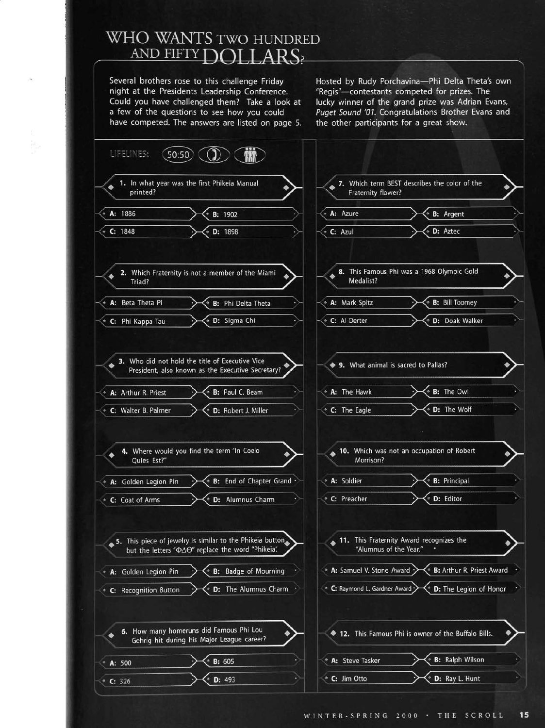# WHO WANTS TWO HUNDRED AND FIFTY DOLLARS?

Several brothers rose to this challenge Friday night at the Presidents Leadership Conference. Could you have challenged them? Take a look at a few of the questions to see how you could have competed. The answers are listed on page 5.

Hosted by Rudy Porchavina—Phi Delta Theta's own "Regis"—contestants competed for prizes. The lucky winner of the grand prize was Adrian Evans, *Puget Sound '01*. Congratulations Brother Evans and the other participants for a great show.

LIFELINES: 50:50

**1.** In what year was the first Phikeia Manual printed?

- **A:** 1886
- **B:** 1902
- **C:** 1848
- **D:** 1898

**2.** Which Fraternity is not a member of the Miami Triad?

- **A:** Beta Theta Pi
- **B:** Phi Delta Theta
- **C:** Phi Kappa Tau
- **D:** Sigma Chi

**3.** Who did not hold the title of Executive Vice President, also known as the Executive Secretary?

- **A:** Arthur R. Priest
- **B:** Paul C. Beam
- **C:** Walter B. Palmer
- **D:** Robert J. Miller

**4.** Where would you find the term "In Coelo Quies Est?"

- **A:** Golden Legion Pin
- **B:** End of Chapter Grand
- **C:** Coat of Arms
- **D:** Alumnus Charm

**5.** This piece of jewelry is similar to the Phikeia button, but the letters "ΦΔΘ" replace the word "Phikeia".

- **A:** Golden Legion Pin
- **B:** Badge of Mourning
- **C:** Recognition Button
- **D:** The Alumnus Charm

**6.** How many homeruns did Famous Phi Lou Gehrig hit during his Major League career?

- **A:** 500
- **B:** 605
- **C:** 326
- **D:** 493

**7.** Which term BEST describes the color of the Fraternity flower?

- **A:** Azure
- **B:** Argent
- **C:** Azul
- **D:** Aztec

**8.** This Famous Phi was a 1968 Olympic Gold Medalist?

- **A:** Mark Spitz
- **B:** Bill Toomey
- **C:** Al Oerter
- **D:** Doak Walker

**9.** What animal is sacred to Pallas?

- **A:** The Hawk
- **B:** The Owl
- **C:** The Eagle
- **D:** The Wolf

**10.** Which was not an occupation of Robert Morrison?

- **A:** Soldier
- **B:** Principal
- **C:** Preacher
- **D:** Editor

**11.** This Fraternity Award recognizes the "Alumnus of the Year."

- **A:** Samuel V. Stone Award
- **B:** Arthur R. Priest Award
- **C:** Raymond L. Gardner Award
- **D:** The Legion of Honor

**12.** This Famous Phi is owner of the Buffalo Bills.

- **A:** Steve Tasker
- **B:** Ralph Wilson
- **C:** Jim Otto
- **D:** Ray L. Hunt